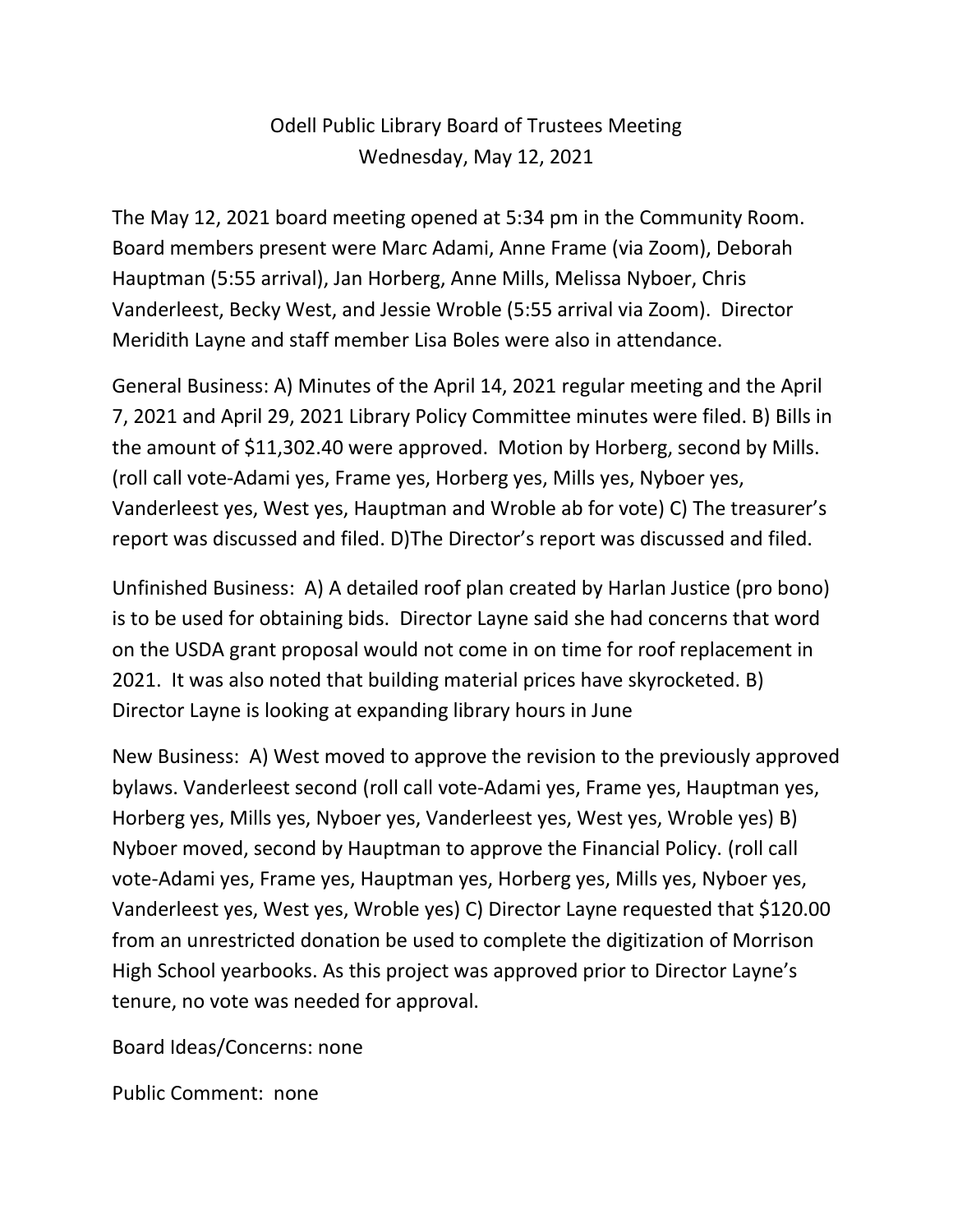Odell Public Library Board of Trustees Meeting
Wednesday, May 12, 2021

The May 12, 2021 board meeting opened at 5:34 pm in the Community Room. Board members present were Marc Adami, Anne Frame (via Zoom), Deborah Hauptman (5:55 arrival), Jan Horberg, Anne Mills, Melissa Nyboer, Chris Vanderleest, Becky West, and Jessie Wroble (5:55 arrival via Zoom). Director Meridith Layne and staff member Lisa Boles were also in attendance.

General Business: A) Minutes of the April 14, 2021 regular meeting and the April 7, 2021 and April 29, 2021 Library Policy Committee minutes were filed. B) Bills in the amount of $11,302.40 were approved. Motion by Horberg, second by Mills. (roll call vote-Adami yes, Frame yes, Horberg yes, Mills yes, Nyboer yes, Vanderleest yes, West yes, Hauptman and Wroble ab for vote) C) The treasurer's report was discussed and filed. D)The Director's report was discussed and filed.

Unfinished Business: A) A detailed roof plan created by Harlan Justice (pro bono) is to be used for obtaining bids. Director Layne said she had concerns that word on the USDA grant proposal would not come in on time for roof replacement in 2021. It was also noted that building material prices have skyrocketed. B) Director Layne is looking at expanding library hours in June

New Business: A) West moved to approve the revision to the previously approved bylaws. Vanderleest second (roll call vote-Adami yes, Frame yes, Hauptman yes, Horberg yes, Mills yes, Nyboer yes, Vanderleest yes, West yes, Wroble yes) B) Nyboer moved, second by Hauptman to approve the Financial Policy. (roll call vote-Adami yes, Frame yes, Hauptman yes, Horberg yes, Mills yes, Nyboer yes, Vanderleest yes, West yes, Wroble yes) C) Director Layne requested that $120.00 from an unrestricted donation be used to complete the digitization of Morrison High School yearbooks. As this project was approved prior to Director Layne's tenure, no vote was needed for approval.

Board Ideas/Concerns: none

Public Comment: none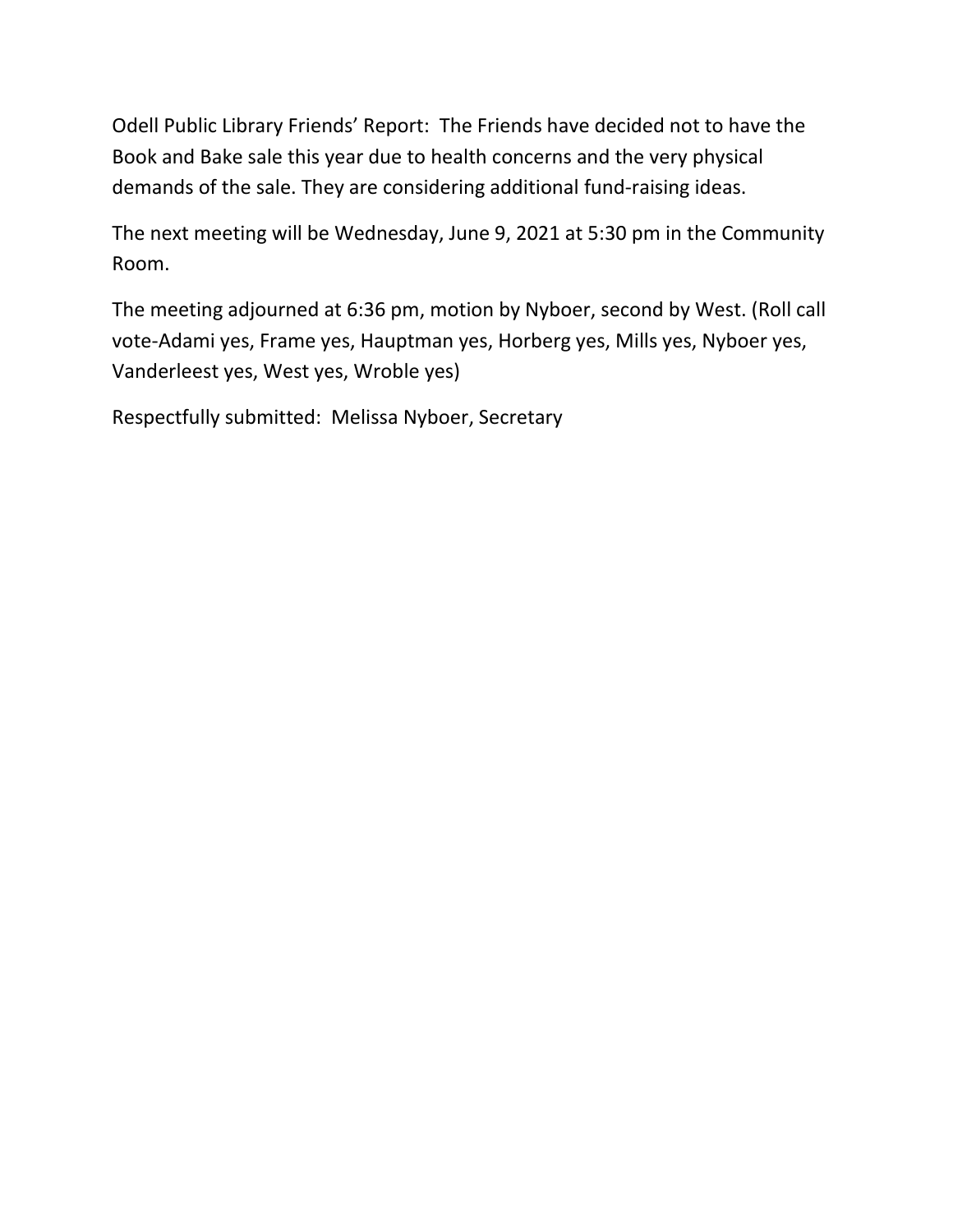Odell Public Library Friends' Report: The Friends have decided not to have the Book and Bake sale this year due to health concerns and the very physical demands of the sale. They are considering additional fund-raising ideas.

The next meeting will be Wednesday, June 9, 2021 at 5:30 pm in the Community Room.

The meeting adjourned at 6:36 pm, motion by Nyboer, second by West. (Roll call vote-Adami yes, Frame yes, Hauptman yes, Horberg yes, Mills yes, Nyboer yes, Vanderleest yes, West yes, Wroble yes)

Respectfully submitted: Melissa Nyboer, Secretary